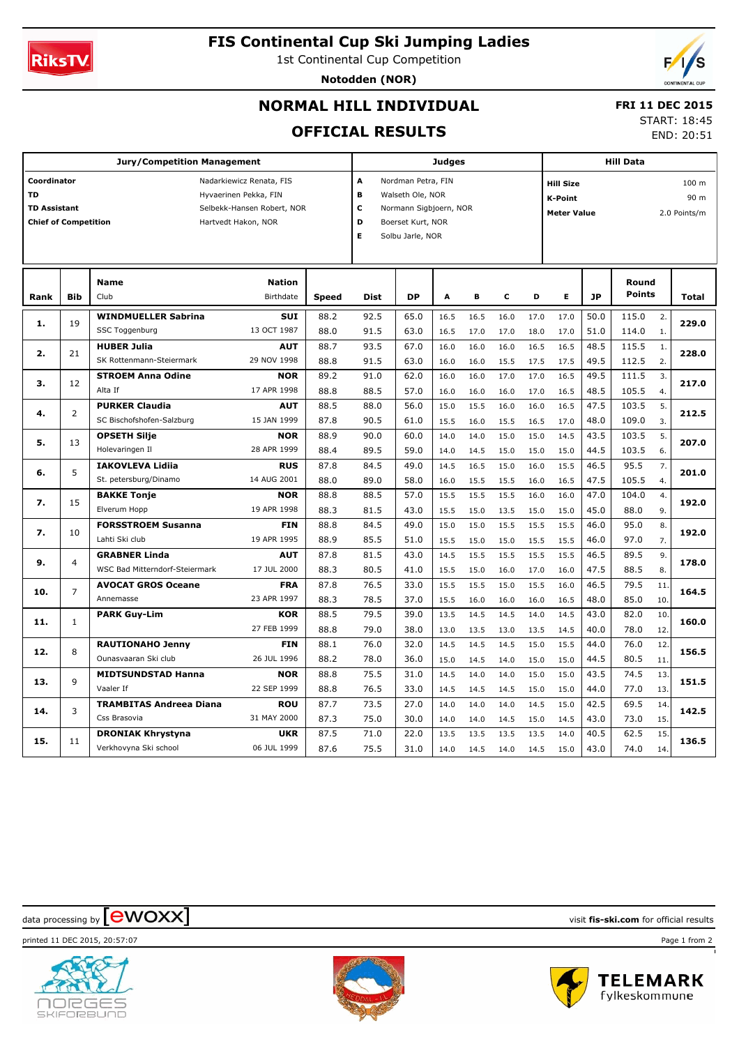# FIS Continental Cup Ski Jumping Ladies

1st Continental Cup Competition

**Notodden (NOR)**

## NORMAL HILL INDIVIDUAL

## OFFICIAL RESULTS

**FRI 11 DEC 2015**
START: 18:45
END: 20:51

| Jury/Competition Management | | Judges | | Hill Data | |
|---|---|---|---|---|---|
| **Coordinator** | Nadarkiewicz Renata, FIS | A | Nordman Petra, FIN | **Hill Size** | 100 m |
| **TD** | Hyvaerinen Pekka, FIN | B | Walseth Ole, NOR | **K-Point** | 90 m |
| **TD Assistant** | Selbekk-Hansen Robert, NOR | C | Normann Sigbjoern, NOR | **Meter Value** | 2.0 Points/m |
| **Chief of Competition** | Hartvedt Hakon, NOR | D | Boerset Kurt, NOR | | |
| | | E | Solbu Jarle, NOR | | |

| Rank | Bib | Name / Club | Nation / Birthdate | Speed | Dist | DP | A | B | C | D | E | JP | Round Points | | Total |
|---|---|---|---|---|---|---|---|---|---|---|---|---|---|---|---|
| **1.** | 19 | **WINDMUELLER Sabrina** | **SUI** | 88.2 | 92.5 | 65.0 | 16.5 | 16.5 | 16.0 | 17.0 | 17.0 | 50.0 | 115.0 | 2. | **229.0** |
| | | SSC Toggenburg | 13 OCT 1987 | 88.0 | 91.5 | 63.0 | 16.5 | 17.0 | 17.0 | 18.0 | 17.0 | 51.0 | 114.0 | 1. | |
| **2.** | 21 | **HUBER Julia** | **AUT** | 88.7 | 93.5 | 67.0 | 16.0 | 16.0 | 16.0 | 16.5 | 16.5 | 48.5 | 115.5 | 1. | **228.0** |
| | | SK Rottenmann-Steiermark | 29 NOV 1998 | 88.8 | 91.5 | 63.0 | 16.0 | 16.0 | 15.5 | 17.5 | 17.5 | 49.5 | 112.5 | 2. | |
| **3.** | 12 | **STROEM Anna Odine** | **NOR** | 89.2 | 91.0 | 62.0 | 16.0 | 16.0 | 17.0 | 17.0 | 16.5 | 49.5 | 111.5 | 3. | **217.0** |
| | | Alta If | 17 APR 1998 | 88.8 | 88.5 | 57.0 | 16.0 | 16.0 | 16.0 | 17.0 | 16.5 | 48.5 | 105.5 | 4. | |
| **4.** | 2 | **PURKER Claudia** | **AUT** | 88.5 | 88.0 | 56.0 | 15.0 | 15.5 | 16.0 | 16.0 | 16.5 | 47.5 | 103.5 | 5. | **212.5** |
| | | SC Bischofshofen-Salzburg | 15 JAN 1999 | 87.8 | 90.5 | 61.0 | 15.5 | 16.0 | 15.5 | 16.5 | 17.0 | 48.0 | 109.0 | 3. | |
| **5.** | 13 | **OPSETH Silje** | **NOR** | 88.9 | 90.0 | 60.0 | 14.0 | 14.0 | 15.0 | 15.0 | 14.5 | 43.5 | 103.5 | 5. | **207.0** |
| | | Holevaringen Il | 28 APR 1999 | 88.4 | 89.5 | 59.0 | 14.0 | 14.5 | 15.0 | 15.0 | 15.0 | 44.5 | 103.5 | 6. | |
| **6.** | 5 | **IAKOVLEVA Lidiia** | **RUS** | 87.8 | 84.5 | 49.0 | 14.5 | 16.5 | 15.0 | 16.0 | 15.5 | 46.5 | 95.5 | 7. | **201.0** |
| | | St. petersburg/Dinamo | 14 AUG 2001 | 88.0 | 89.0 | 58.0 | 16.0 | 15.5 | 15.5 | 16.0 | 16.5 | 47.5 | 105.5 | 4. | |
| **7.** | 15 | **BAKKE Tonje** | **NOR** | 88.8 | 88.5 | 57.0 | 15.5 | 15.5 | 15.5 | 16.0 | 16.0 | 47.0 | 104.0 | 4. | **192.0** |
| | | Elverum Hopp | 19 APR 1998 | 88.3 | 81.5 | 43.0 | 15.5 | 15.0 | 13.5 | 15.0 | 15.0 | 45.0 | 88.0 | 9. | |
| **7.** | 10 | **FORSSTROEM Susanna** | **FIN** | 88.8 | 84.5 | 49.0 | 15.0 | 15.0 | 15.5 | 15.5 | 15.5 | 46.0 | 95.0 | 8. | **192.0** |
| | | Lahti Ski club | 19 APR 1995 | 88.9 | 85.5 | 51.0 | 15.5 | 15.0 | 15.0 | 15.5 | 15.5 | 46.0 | 97.0 | 7. | |
| **9.** | 4 | **GRABNER Linda** | **AUT** | 87.8 | 81.5 | 43.0 | 14.5 | 15.5 | 15.5 | 15.5 | 15.5 | 46.5 | 89.5 | 9. | **178.0** |
| | | WSC Bad Mitterndorf-Steiermark | 17 JUL 2000 | 88.3 | 80.5 | 41.0 | 15.5 | 15.0 | 16.0 | 17.0 | 16.0 | 47.5 | 88.5 | 8. | |
| **10.** | 7 | **AVOCAT GROS Oceane** | **FRA** | 87.8 | 76.5 | 33.0 | 15.5 | 15.5 | 15.0 | 15.5 | 16.0 | 46.5 | 79.5 | 11. | **164.5** |
| | | Annemasse | 23 APR 1997 | 88.3 | 78.5 | 37.0 | 15.5 | 16.0 | 16.0 | 16.0 | 16.5 | 48.0 | 85.0 | 10. | |
| **11.** | 1 | **PARK Guy-Lim** | **KOR** | 88.5 | 79.5 | 39.0 | 13.5 | 14.5 | 14.5 | 14.0 | 14.5 | 43.0 | 82.0 | 10. | **160.0** |
| | | | 27 FEB 1999 | 88.8 | 79.0 | 38.0 | 13.0 | 13.5 | 13.0 | 13.5 | 14.5 | 40.0 | 78.0 | 12. | |
| **12.** | 8 | **RAUTIONAHO Jenny** | **FIN** | 88.1 | 76.0 | 32.0 | 14.5 | 14.5 | 14.5 | 15.0 | 15.5 | 44.0 | 76.0 | 12. | **156.5** |
| | | Ounasvaaran Ski club | 26 JUL 1996 | 88.2 | 78.0 | 36.0 | 15.0 | 14.5 | 14.0 | 15.0 | 15.0 | 44.5 | 80.5 | 11. | |
| **13.** | 9 | **MIDTSUNDSTAD Hanna** | **NOR** | 88.8 | 75.5 | 31.0 | 14.5 | 14.0 | 14.0 | 15.0 | 15.0 | 43.5 | 74.5 | 13. | **151.5** |
| | | Vaaler If | 22 SEP 1999 | 88.8 | 76.5 | 33.0 | 14.5 | 14.5 | 14.5 | 15.0 | 15.0 | 44.0 | 77.0 | 13. | |
| **14.** | 3 | **TRAMBITAS Andreea Diana** | **ROU** | 87.7 | 73.5 | 27.0 | 14.0 | 14.0 | 14.0 | 14.5 | 15.0 | 42.5 | 69.5 | 14. | **142.5** |
| | | Css Brasovia | 31 MAY 2000 | 87.3 | 75.0 | 30.0 | 14.0 | 14.0 | 14.5 | 15.0 | 14.5 | 43.0 | 73.0 | 15. | |
| **15.** | 11 | **DRONIAK Khrystyna** | **UKR** | 87.5 | 71.0 | 22.0 | 13.5 | 13.5 | 13.5 | 13.5 | 14.0 | 40.5 | 62.5 | 15. | **136.5** |
| | | Verkhovyna Ski school | 06 JUL 1999 | 87.6 | 75.5 | 31.0 | 14.0 | 14.5 | 14.0 | 14.5 | 15.0 | 43.0 | 74.0 | 14. | |

data processing by ewoxx — visit **fis-ski.com** for official results

printed 11 DEC 2015, 20:57:07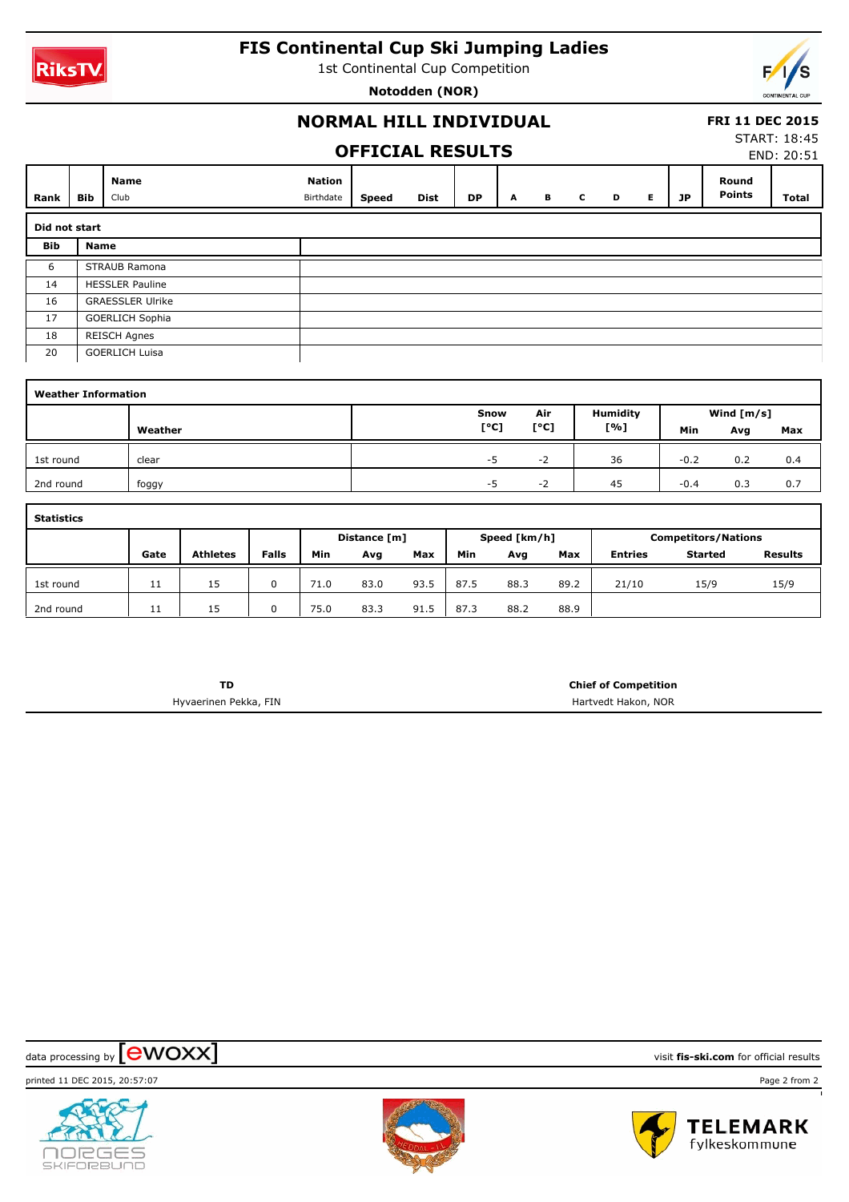# FIS Continental Cup Ski Jumping Ladies

1st Continental Cup Competition

**Notodden (NOR)**

## NORMAL HILL INDIVIDUAL

## OFFICIAL RESULTS

**FRI 11 DEC 2015**
START: 18:45
END: 20:51

| Rank | Bib | Name<br>Club | Nation<br>Birthdate | Speed | Dist | DP | A | B | C | D | E | JP | Round Points | Total |
|---|---|---|---|---|---|---|---|---|---|---|---|---|---|---|

**Did not start**

| Bib | Name |
|---|---|
| 6 | STRAUB Ramona |
| 14 | HESSLER Pauline |
| 16 | GRAESSLER Ulrike |
| 17 | GOERLICH Sophia |
| 18 | REISCH Agnes |
| 20 | GOERLICH Luisa |

**Weather Information**

| | Weather | Snow [°C] | Air [°C] | Humidity [%] | Wind [m/s] Min | Avg | Max |
|---|---|---|---|---|---|---|---|
| 1st round | clear | -5 | -2 | 36 | -0.2 | 0.2 | 0.4 |
| 2nd round | foggy | -5 | -2 | 45 | -0.4 | 0.3 | 0.7 |

**Statistics**

| | Gate | Athletes | Falls | Distance [m] | | | Speed [km/h] | | | Competitors/Nations | | |
|---|---|---|---|---|---|---|---|---|---|---|---|---|
| | | | | Min | Avg | Max | Min | Avg | Max | Entries | Started | Results |
| 1st round | 11 | 15 | 0 | 71.0 | 83.0 | 93.5 | 87.5 | 88.3 | 89.2 | 21/10 | 15/9 | 15/9 |
| 2nd round | 11 | 15 | 0 | 75.0 | 83.3 | 91.5 | 87.3 | 88.2 | 88.9 | | | |

**TD**
Hyvaerinen Pekka, FIN

**Chief of Competition**
Hartvedt Hakon, NOR

data processing by ewoxx

visit **fis-ski.com** for official results

printed 11 DEC 2015, 20:57:07